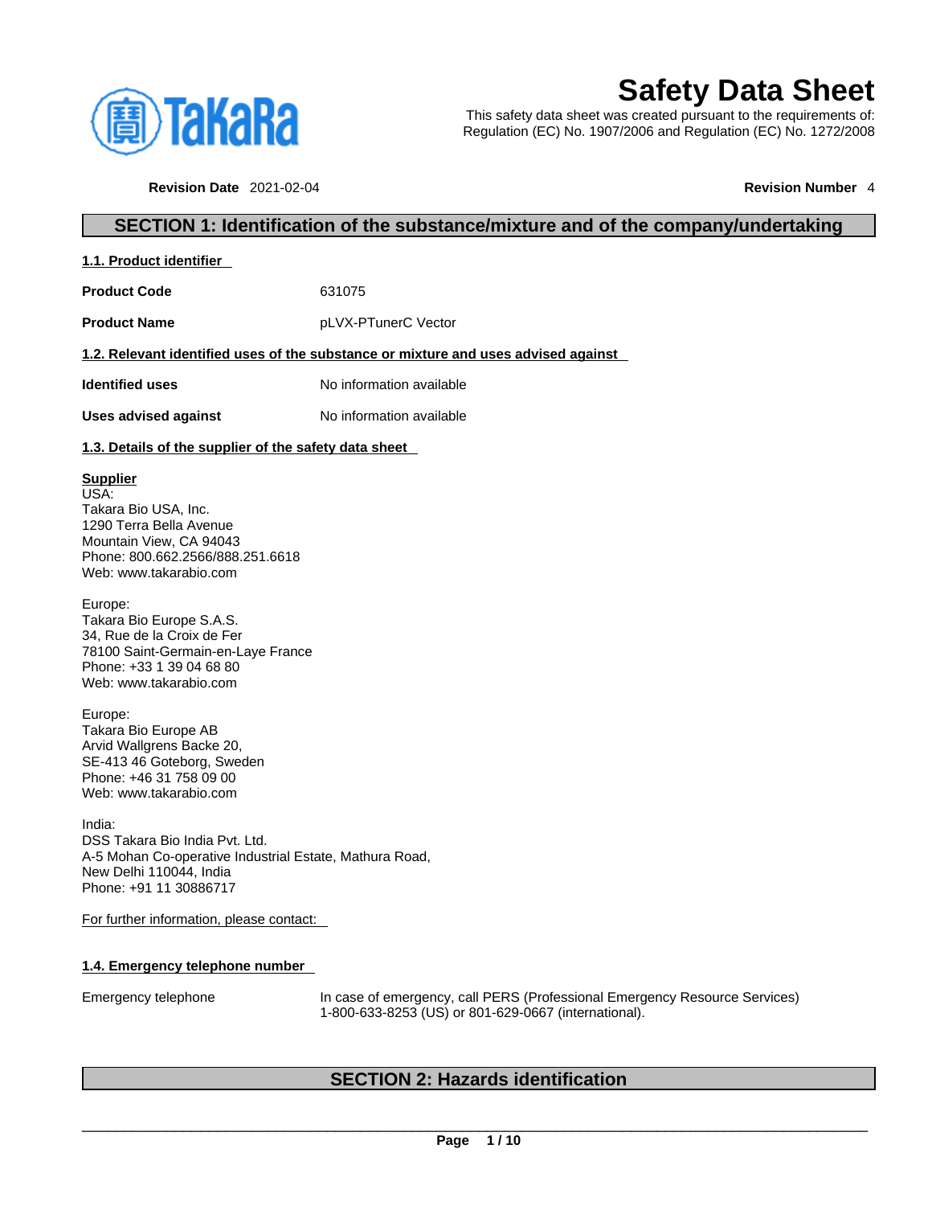# Safety Data Sheet

This safety data sheet was created pursuant to the requirements of:
Regulation (EC) No. 1907/2006 and Regulation (EC) No. 1272/2008

**Revision Date** 2021-02-04 **Revision Number** 4

## SECTION 1: Identification of the substance/mixture and of the company/undertaking

### 1.1. Product identifier

| | |
|---|---|
| **Product Code** | 631075 |
| **Product Name** | pLVX-PTunerC Vector |

### 1.2. Relevant identified uses of the substance or mixture and uses advised against

| | |
|---|---|
| **Identified uses** | No information available |
| **Uses advised against** | No information available |

### 1.3. Details of the supplier of the safety data sheet

**Supplier**
USA:
Takara Bio USA, Inc.
1290 Terra Bella Avenue
Mountain View, CA 94043
Phone: 800.662.2566/888.251.6618
Web: www.takarabio.com

Europe:
Takara Bio Europe S.A.S.
34, Rue de la Croix de Fer
78100 Saint-Germain-en-Laye France
Phone: +33 1 39 04 68 80
Web: www.takarabio.com

Europe:
Takara Bio Europe AB
Arvid Wallgrens Backe 20,
SE-413 46 Goteborg, Sweden
Phone: +46 31 758 09 00
Web: www.takarabio.com

India:
DSS Takara Bio India Pvt. Ltd.
A-5 Mohan Co-operative Industrial Estate, Mathura Road,
New Delhi 110044, India
Phone: +91 11 30886717

For further information, please contact:

### 1.4. Emergency telephone number

| | |
|---|---|
| Emergency telephone | In case of emergency, call PERS (Professional Emergency Resource Services) 1-800-633-8253 (US) or 801-629-0667 (international). |

## SECTION 2: Hazards identification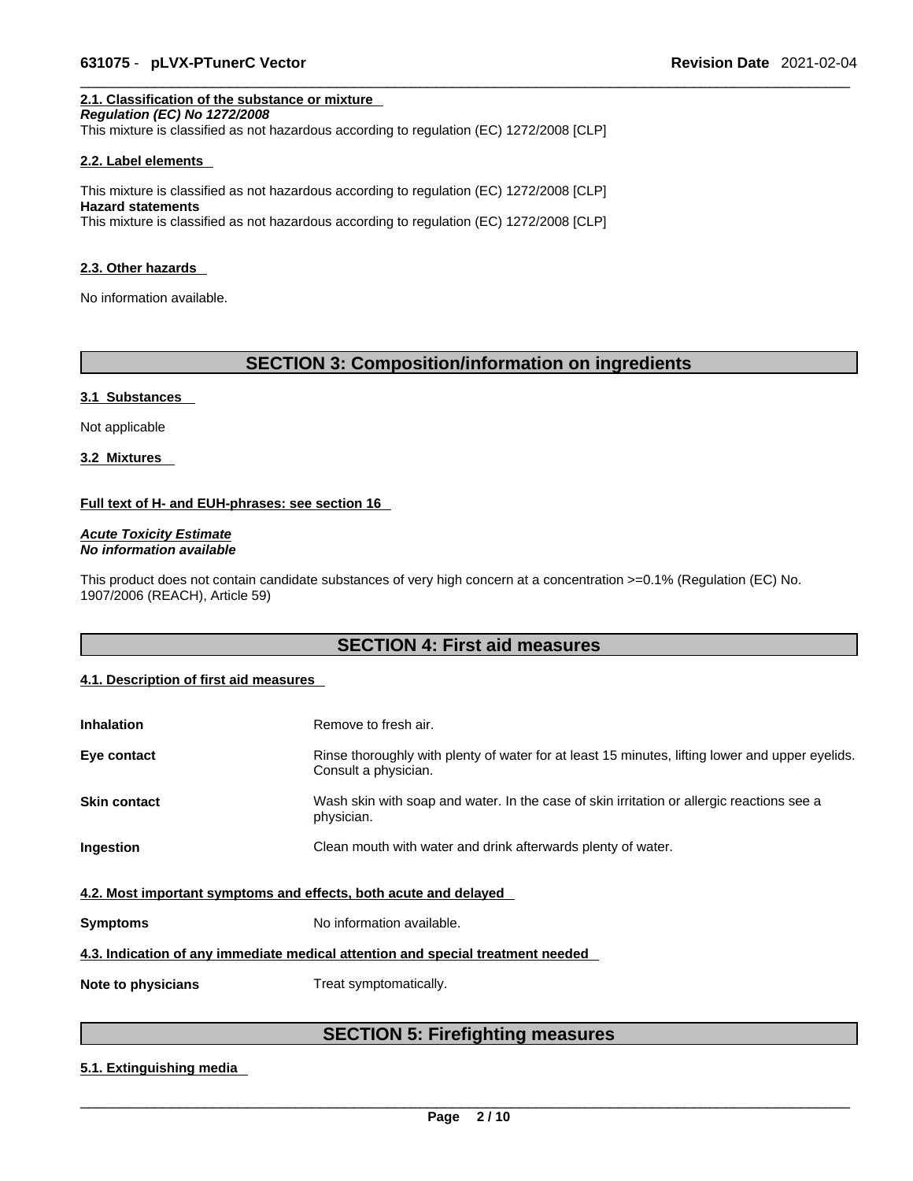### 2.1. Classification of the substance or mixture

***Regulation (EC) No 1272/2008***

This mixture is classified as not hazardous according to regulation (EC) 1272/2008 [CLP]

### 2.2. Label elements

This mixture is classified as not hazardous according to regulation (EC) 1272/2008 [CLP]

**Hazard statements**

This mixture is classified as not hazardous according to regulation (EC) 1272/2008 [CLP]

### 2.3. Other hazards

No information available.

## SECTION 3: Composition/information on ingredients

### 3.1 Substances

Not applicable

### 3.2 Mixtures

**Full text of H- and EUH-phrases: see section 16**

***Acute Toxicity Estimate***

***No information available***

This product does not contain candidate substances of very high concern at a concentration >=0.1% (Regulation (EC) No. 1907/2006 (REACH), Article 59)

## SECTION 4: First aid measures

### 4.1. Description of first aid measures

| | |
|---|---|
| **Inhalation** | Remove to fresh air. |
| **Eye contact** | Rinse thoroughly with plenty of water for at least 15 minutes, lifting lower and upper eyelids. Consult a physician. |
| **Skin contact** | Wash skin with soap and water. In the case of skin irritation or allergic reactions see a physician. |
| **Ingestion** | Clean mouth with water and drink afterwards plenty of water. |

### 4.2. Most important symptoms and effects, both acute and delayed

| | |
|---|---|
| **Symptoms** | No information available. |

### 4.3. Indication of any immediate medical attention and special treatment needed

| | |
|---|---|
| **Note to physicians** | Treat symptomatically. |

## SECTION 5: Firefighting measures

### 5.1. Extinguishing media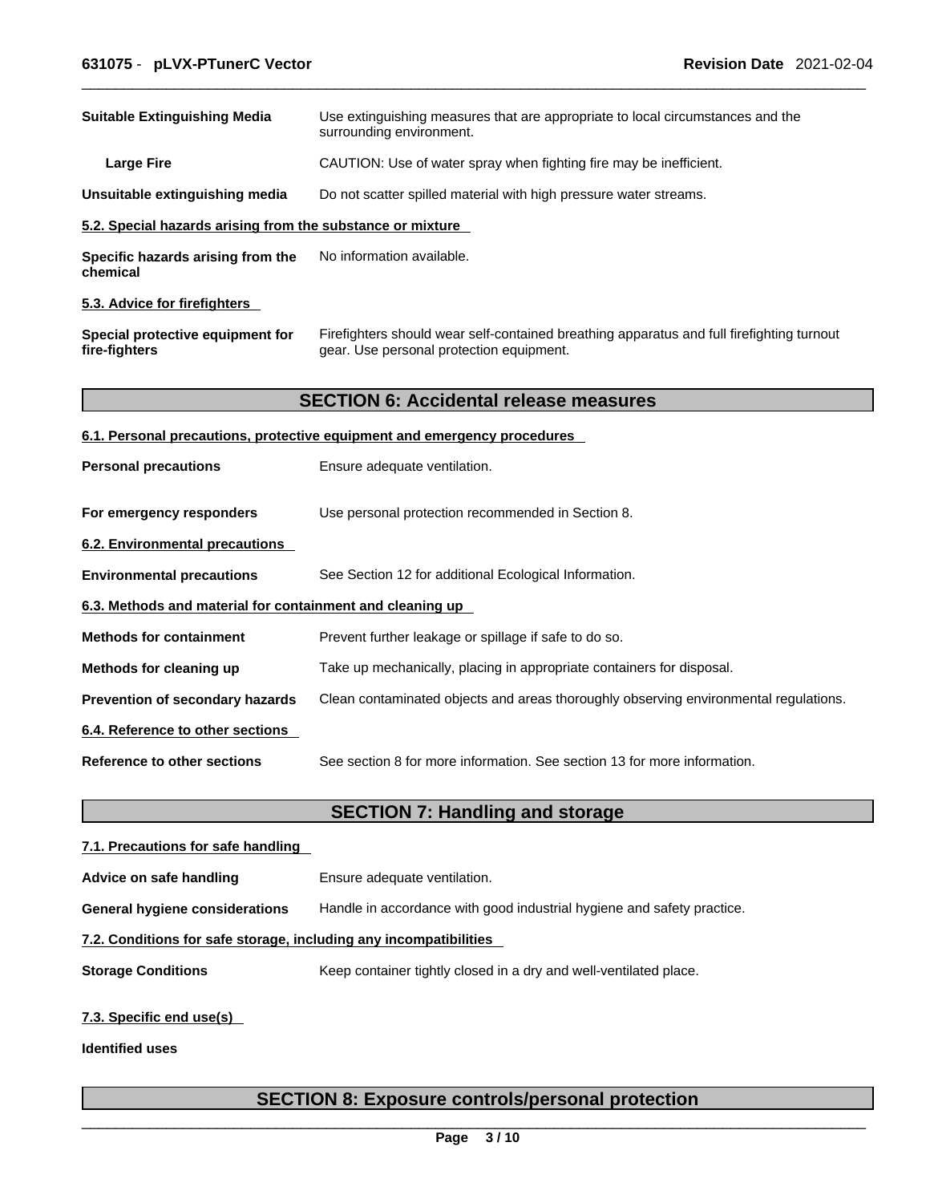| | |
|---|---|
| **Suitable Extinguishing Media** | Use extinguishing measures that are appropriate to local circumstances and the surrounding environment. |
| **Large Fire** | CAUTION: Use of water spray when fighting fire may be inefficient. |
| **Unsuitable extinguishing media** | Do not scatter spilled material with high pressure water streams. |

**5.2. Special hazards arising from the substance or mixture**

| | |
|---|---|
| **Specific hazards arising from the chemical** | No information available. |

**5.3. Advice for firefighters**

| | |
|---|---|
| **Special protective equipment for fire-fighters** | Firefighters should wear self-contained breathing apparatus and full firefighting turnout gear. Use personal protection equipment. |

## SECTION 6: Accidental release measures

**6.1. Personal precautions, protective equipment and emergency procedures**

| | |
|---|---|
| **Personal precautions** | Ensure adequate ventilation. |
| **For emergency responders** | Use personal protection recommended in Section 8. |

**6.2. Environmental precautions**

| | |
|---|---|
| **Environmental precautions** | See Section 12 for additional Ecological Information. |

**6.3. Methods and material for containment and cleaning up**

| | |
|---|---|
| **Methods for containment** | Prevent further leakage or spillage if safe to do so. |
| **Methods for cleaning up** | Take up mechanically, placing in appropriate containers for disposal. |
| **Prevention of secondary hazards** | Clean contaminated objects and areas thoroughly observing environmental regulations. |

**6.4. Reference to other sections**

| | |
|---|---|
| **Reference to other sections** | See section 8 for more information. See section 13 for more information. |

## SECTION 7: Handling and storage

**7.1. Precautions for safe handling**

| | |
|---|---|
| **Advice on safe handling** | Ensure adequate ventilation. |
| **General hygiene considerations** | Handle in accordance with good industrial hygiene and safety practice. |

**7.2. Conditions for safe storage, including any incompatibilities**

| | |
|---|---|
| **Storage Conditions** | Keep container tightly closed in a dry and well-ventilated place. |

**7.3. Specific end use(s)**

**Identified uses**

## SECTION 8: Exposure controls/personal protection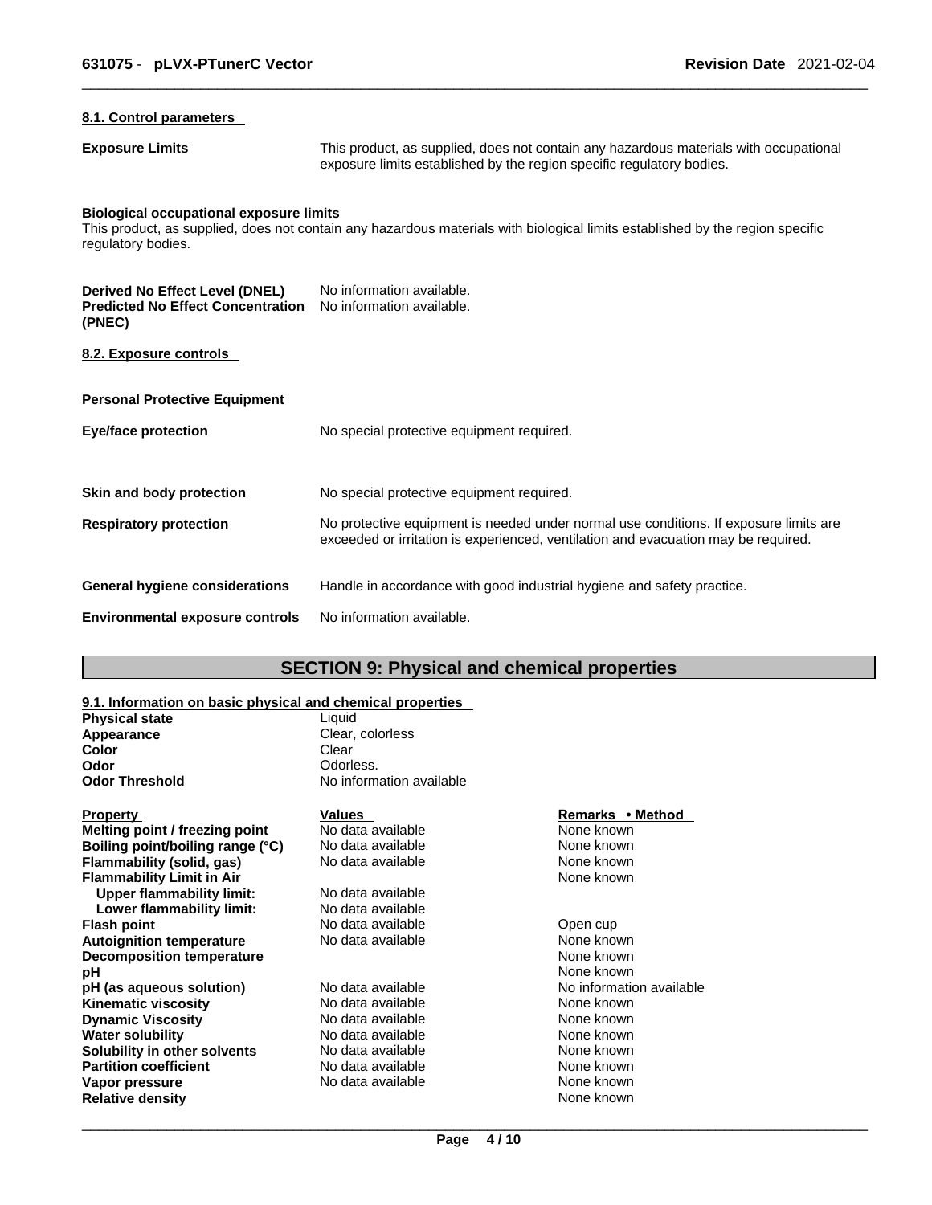#### 8.1. Control parameters

**Exposure Limits** — This product, as supplied, does not contain any hazardous materials with occupational exposure limits established by the region specific regulatory bodies.

**Biological occupational exposure limits**
This product, as supplied, does not contain any hazardous materials with biological limits established by the region specific regulatory bodies.

**Derived No Effect Level (DNEL)** — No information available.
**Predicted No Effect Concentration (PNEC)** — No information available.

#### 8.2. Exposure controls

**Personal Protective Equipment**

**Eye/face protection** — No special protective equipment required.

**Skin and body protection** — No special protective equipment required.

**Respiratory protection** — No protective equipment is needed under normal use conditions. If exposure limits are exceeded or irritation is experienced, ventilation and evacuation may be required.

**General hygiene considerations** — Handle in accordance with good industrial hygiene and safety practice.

**Environmental exposure controls** — No information available.

## SECTION 9: Physical and chemical properties

#### 9.1. Information on basic physical and chemical properties

| | |
|---|---|
| **Physical state** | Liquid |
| **Appearance** | Clear, colorless |
| **Color** | Clear |
| **Odor** | Odorless. |
| **Odor Threshold** | No information available |

| Property | Values | Remarks • Method |
|---|---|---|
| **Melting point / freezing point** | No data available | None known |
| **Boiling point/boiling range (°C)** | No data available | None known |
| **Flammability (solid, gas)** | No data available | None known |
| **Flammability Limit in Air** | | None known |
| **Upper flammability limit:** | No data available | |
| **Lower flammability limit:** | No data available | |
| **Flash point** | No data available | Open cup |
| **Autoignition temperature** | No data available | None known |
| **Decomposition temperature** | | None known |
| **pH** | | None known |
| **pH (as aqueous solution)** | No data available | No information available |
| **Kinematic viscosity** | No data available | None known |
| **Dynamic Viscosity** | No data available | None known |
| **Water solubility** | No data available | None known |
| **Solubility in other solvents** | No data available | None known |
| **Partition coefficient** | No data available | None known |
| **Vapor pressure** | No data available | None known |
| **Relative density** | | None known |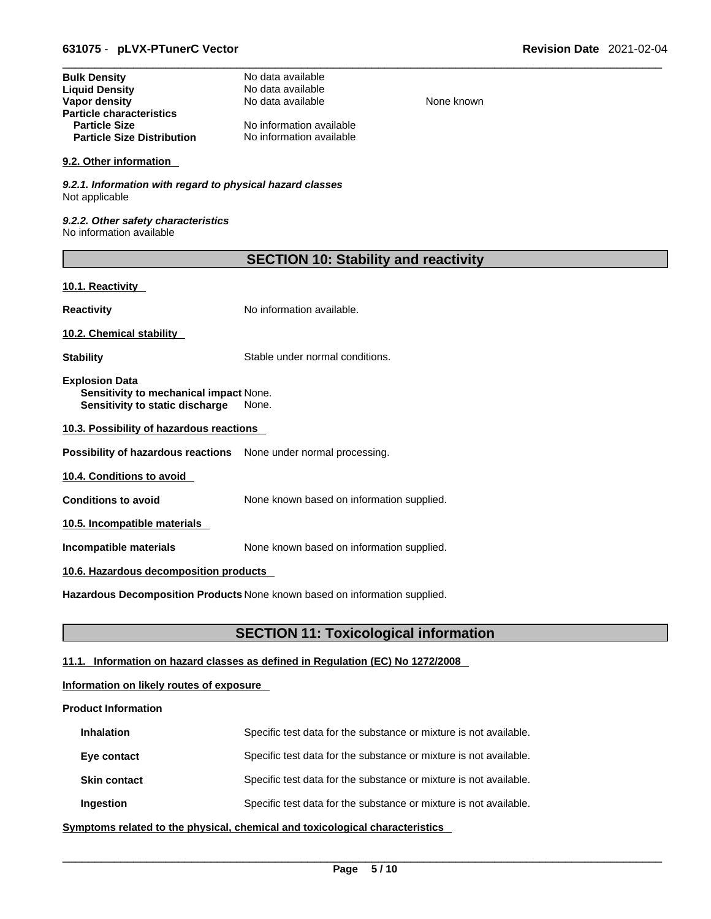| | | |
|---|---|---|
| **Bulk Density** | No data available | |
| **Liquid Density** | No data available | |
| **Vapor density** | No data available | None known |
| **Particle characteristics** | | |
| **Particle Size** | No information available | |
| **Particle Size Distribution** | No information available | |

### 9.2. Other information

*9.2.1. Information with regard to physical hazard classes*
Not applicable

*9.2.2. Other safety characteristics*
No information available

## SECTION 10: Stability and reactivity

### 10.1. Reactivity

**Reactivity** No information available.

### 10.2. Chemical stability

**Stability** Stable under normal conditions.

**Explosion Data**
**Sensitivity to mechanical impact** None.
**Sensitivity to static discharge** None.

### 10.3. Possibility of hazardous reactions

**Possibility of hazardous reactions** None under normal processing.

### 10.4. Conditions to avoid

**Conditions to avoid** None known based on information supplied.

### 10.5. Incompatible materials

**Incompatible materials** None known based on information supplied.

### 10.6. Hazardous decomposition products

**Hazardous Decomposition Products** None known based on information supplied.

## SECTION 11: Toxicological information

### 11.1. Information on hazard classes as defined in Regulation (EC) No 1272/2008

**Information on likely routes of exposure**

**Product Information**

| | |
|---|---|
| **Inhalation** | Specific test data for the substance or mixture is not available. |
| **Eye contact** | Specific test data for the substance or mixture is not available. |
| **Skin contact** | Specific test data for the substance or mixture is not available. |
| **Ingestion** | Specific test data for the substance or mixture is not available. |

**Symptoms related to the physical, chemical and toxicological characteristics**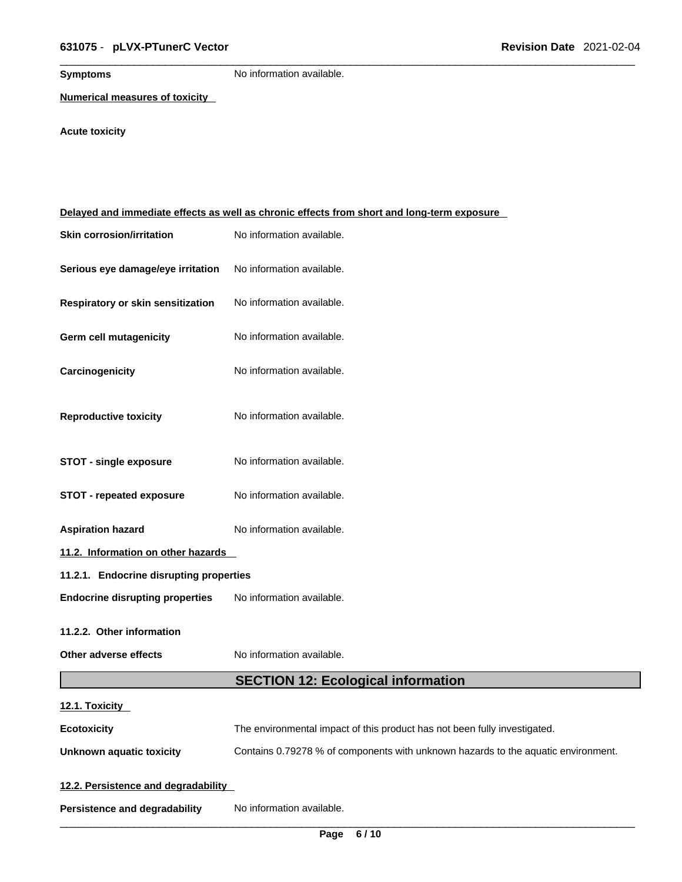**Symptoms** No information available.

**Numerical measures of toxicity**

**Acute toxicity**

**Delayed and immediate effects as well as chronic effects from short and long-term exposure**

**Skin corrosion/irritation** No information available.

**Serious eye damage/eye irritation** No information available.

**Respiratory or skin sensitization** No information available.

**Germ cell mutagenicity** No information available.

**Carcinogenicity** No information available.

**Reproductive toxicity** No information available.

**STOT - single exposure** No information available.

**STOT - repeated exposure** No information available.

**Aspiration hazard** No information available.

**11.2. Information on other hazards**

**11.2.1. Endocrine disrupting properties**

**Endocrine disrupting properties** No information available.

**11.2.2. Other information**

**Other adverse effects** No information available.

## SECTION 12: Ecological information

**12.1. Toxicity**

**Ecotoxicity** The environmental impact of this product has not been fully investigated.

**Unknown aquatic toxicity** Contains 0.79278 % of components with unknown hazards to the aquatic environment.

**12.2. Persistence and degradability**

**Persistence and degradability** No information available.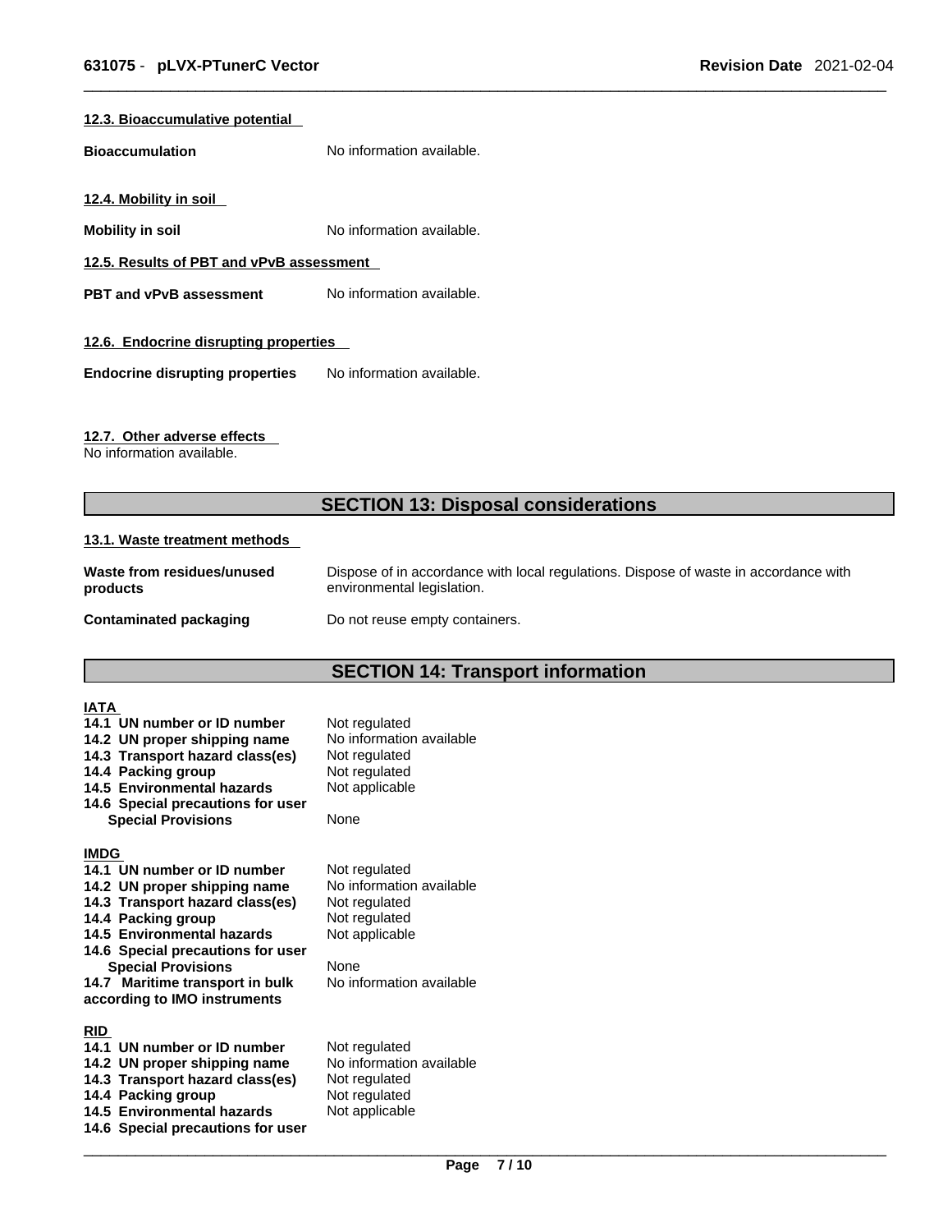#### 12.3. Bioaccumulative potential

**Bioaccumulation** No information available.

#### 12.4. Mobility in soil

**Mobility in soil** No information available.

#### 12.5. Results of PBT and vPvB assessment

**PBT and vPvB assessment** No information available.

#### 12.6. Endocrine disrupting properties

**Endocrine disrupting properties** No information available.

#### 12.7. Other adverse effects

No information available.

## SECTION 13: Disposal considerations

#### 13.1. Waste treatment methods

**Waste from residues/unused products** Dispose of in accordance with local regulations. Dispose of waste in accordance with environmental legislation.

**Contaminated packaging** Do not reuse empty containers.

## SECTION 14: Transport information

**IATA**

| | |
|---|---|
| **14.1 UN number or ID number** | Not regulated |
| **14.2 UN proper shipping name** | No information available |
| **14.3 Transport hazard class(es)** | Not regulated |
| **14.4 Packing group** | Not regulated |
| **14.5 Environmental hazards** | Not applicable |
| **14.6 Special precautions for user** | |
| **Special Provisions** | None |

**IMDG**

| | |
|---|---|
| **14.1 UN number or ID number** | Not regulated |
| **14.2 UN proper shipping name** | No information available |
| **14.3 Transport hazard class(es)** | Not regulated |
| **14.4 Packing group** | Not regulated |
| **14.5 Environmental hazards** | Not applicable |
| **14.6 Special precautions for user** | |
| **Special Provisions** | None |
| **14.7 Maritime transport in bulk according to IMO instruments** | No information available |

**RID**

| | |
|---|---|
| **14.1 UN number or ID number** | Not regulated |
| **14.2 UN proper shipping name** | No information available |
| **14.3 Transport hazard class(es)** | Not regulated |
| **14.4 Packing group** | Not regulated |
| **14.5 Environmental hazards** | Not applicable |
| **14.6 Special precautions for user** | |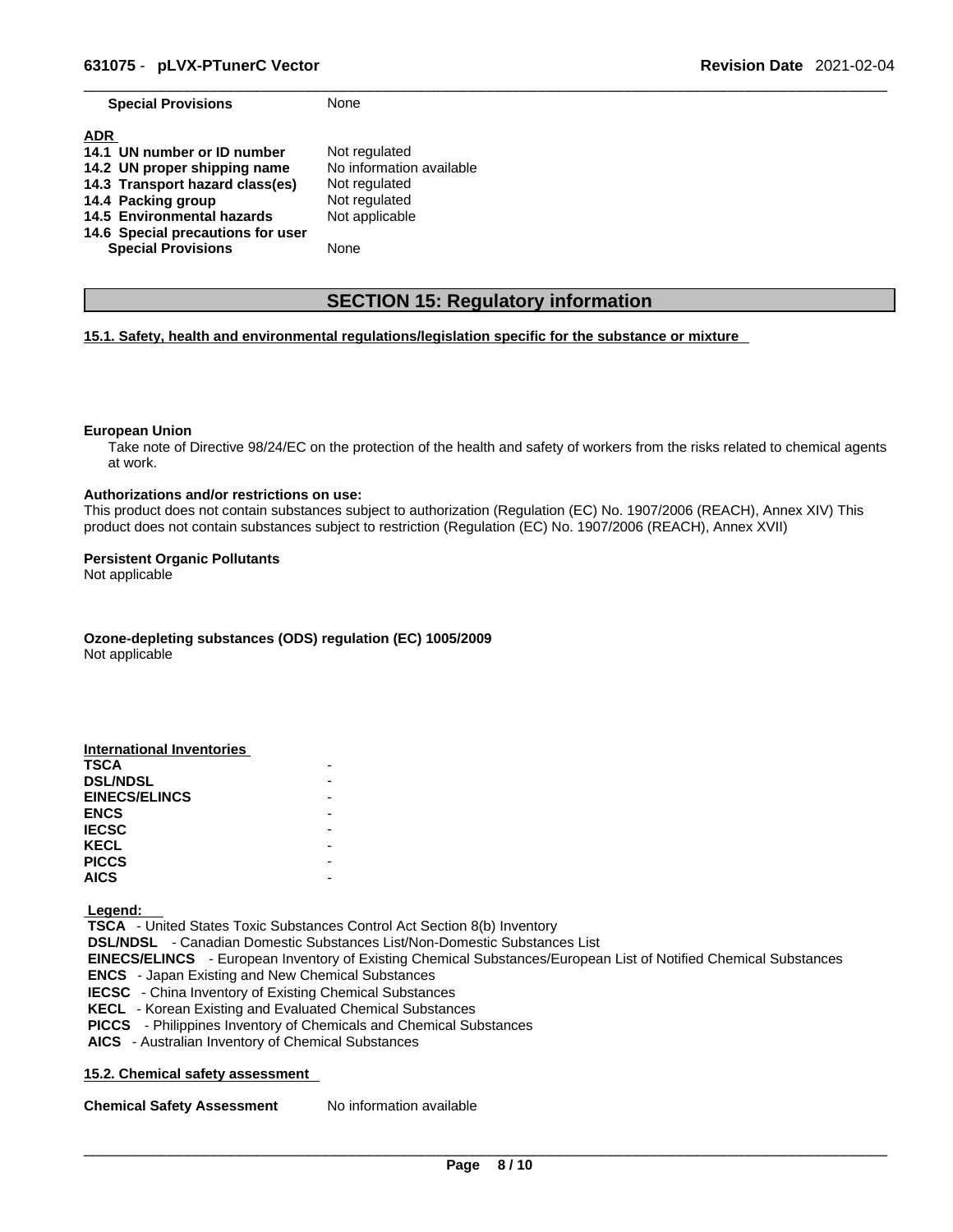| | |
|---|---|
| **Special Provisions** | None |

**ADR**

| | |
|---|---|
| **14.1 UN number or ID number** | Not regulated |
| **14.2 UN proper shipping name** | No information available |
| **14.3 Transport hazard class(es)** | Not regulated |
| **14.4 Packing group** | Not regulated |
| **14.5 Environmental hazards** | Not applicable |
| **14.6 Special precautions for user** | |
| **Special Provisions** | None |

## SECTION 15: Regulatory information

**15.1. Safety, health and environmental regulations/legislation specific for the substance or mixture**

**European Union**

Take note of Directive 98/24/EC on the protection of the health and safety of workers from the risks related to chemical agents at work.

**Authorizations and/or restrictions on use:**

This product does not contain substances subject to authorization (Regulation (EC) No. 1907/2006 (REACH), Annex XIV) This product does not contain substances subject to restriction (Regulation (EC) No. 1907/2006 (REACH), Annex XVII)

**Persistent Organic Pollutants**

Not applicable

**Ozone-depleting substances (ODS) regulation (EC) 1005/2009**

Not applicable

**International Inventories**

| | |
|---|---|
| **TSCA** | - |
| **DSL/NDSL** | - |
| **EINECS/ELINCS** | - |
| **ENCS** | - |
| **IECSC** | - |
| **KECL** | - |
| **PICCS** | - |
| **AICS** | - |

**Legend:**

**TSCA** - United States Toxic Substances Control Act Section 8(b) Inventory
**DSL/NDSL** - Canadian Domestic Substances List/Non-Domestic Substances List
**EINECS/ELINCS** - European Inventory of Existing Chemical Substances/European List of Notified Chemical Substances
**ENCS** - Japan Existing and New Chemical Substances
**IECSC** - China Inventory of Existing Chemical Substances
**KECL** - Korean Existing and Evaluated Chemical Substances
**PICCS** - Philippines Inventory of Chemicals and Chemical Substances
**AICS** - Australian Inventory of Chemical Substances

**15.2. Chemical safety assessment**

| | |
|---|---|
| **Chemical Safety Assessment** | No information available |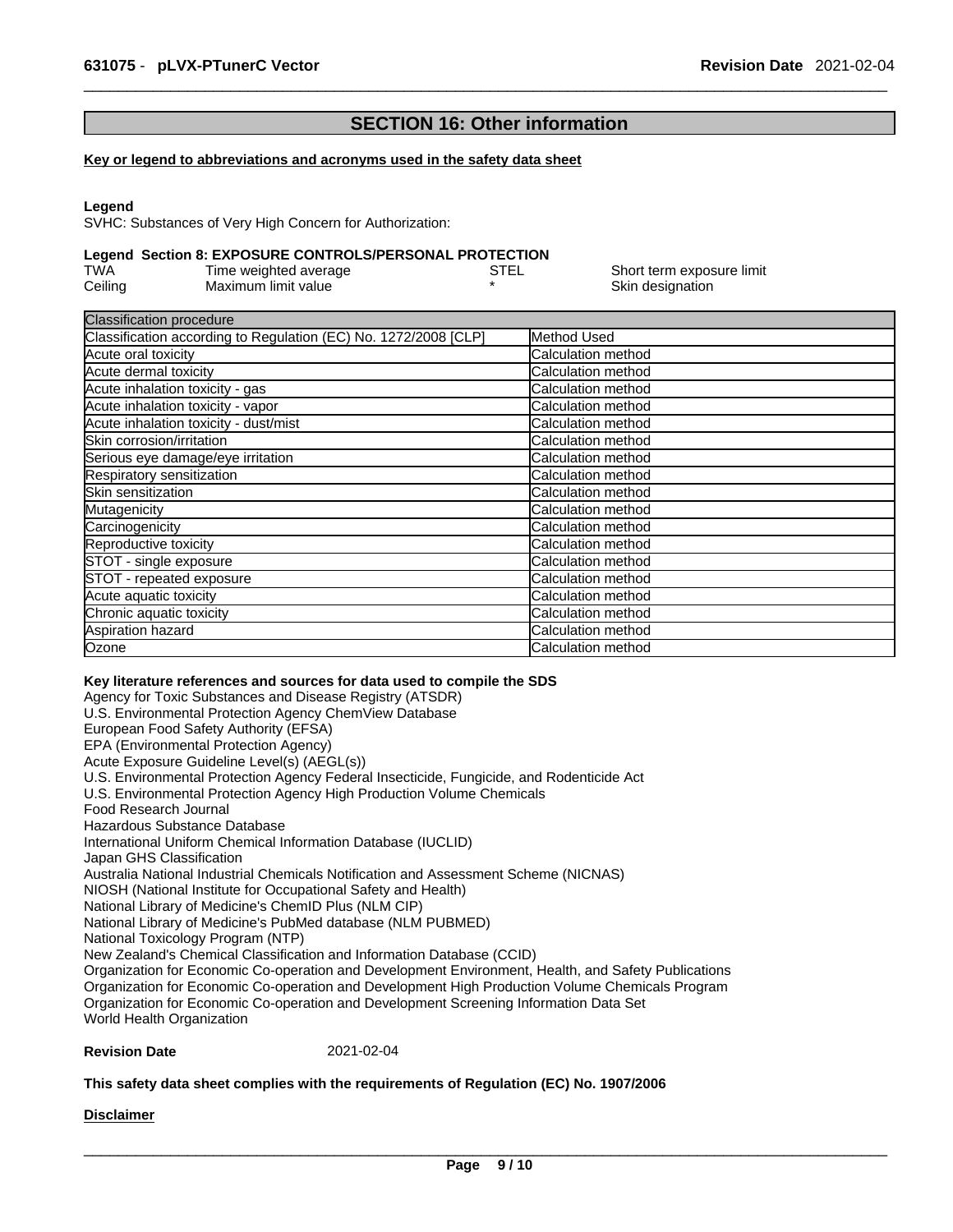## SECTION 16: Other information

**Key or legend to abbreviations and acronyms used in the safety data sheet**

**Legend**
SVHC: Substances of Very High Concern for Authorization:

**Legend Section 8: EXPOSURE CONTROLS/PERSONAL PROTECTION**

| | | | |
|---|---|---|---|
| TWA | Time weighted average | STEL | Short term exposure limit |
| Ceiling | Maximum limit value | * | Skin designation |

| Classification procedure | |
|---|---|
| Classification according to Regulation (EC) No. 1272/2008 [CLP] | Method Used |
| Acute oral toxicity | Calculation method |
| Acute dermal toxicity | Calculation method |
| Acute inhalation toxicity - gas | Calculation method |
| Acute inhalation toxicity - vapor | Calculation method |
| Acute inhalation toxicity - dust/mist | Calculation method |
| Skin corrosion/irritation | Calculation method |
| Serious eye damage/eye irritation | Calculation method |
| Respiratory sensitization | Calculation method |
| Skin sensitization | Calculation method |
| Mutagenicity | Calculation method |
| Carcinogenicity | Calculation method |
| Reproductive toxicity | Calculation method |
| STOT - single exposure | Calculation method |
| STOT - repeated exposure | Calculation method |
| Acute aquatic toxicity | Calculation method |
| Chronic aquatic toxicity | Calculation method |
| Aspiration hazard | Calculation method |
| Ozone | Calculation method |

**Key literature references and sources for data used to compile the SDS**
Agency for Toxic Substances and Disease Registry (ATSDR)
U.S. Environmental Protection Agency ChemView Database
European Food Safety Authority (EFSA)
EPA (Environmental Protection Agency)
Acute Exposure Guideline Level(s) (AEGL(s))
U.S. Environmental Protection Agency Federal Insecticide, Fungicide, and Rodenticide Act
U.S. Environmental Protection Agency High Production Volume Chemicals
Food Research Journal
Hazardous Substance Database
International Uniform Chemical Information Database (IUCLID)
Japan GHS Classification
Australia National Industrial Chemicals Notification and Assessment Scheme (NICNAS)
NIOSH (National Institute for Occupational Safety and Health)
National Library of Medicine's ChemID Plus (NLM CIP)
National Library of Medicine's PubMed database (NLM PUBMED)
National Toxicology Program (NTP)
New Zealand's Chemical Classification and Information Database (CCID)
Organization for Economic Co-operation and Development Environment, Health, and Safety Publications
Organization for Economic Co-operation and Development High Production Volume Chemicals Program
Organization for Economic Co-operation and Development Screening Information Data Set
World Health Organization

**Revision Date** 2021-02-04

**This safety data sheet complies with the requirements of Regulation (EC) No. 1907/2006**

**Disclaimer**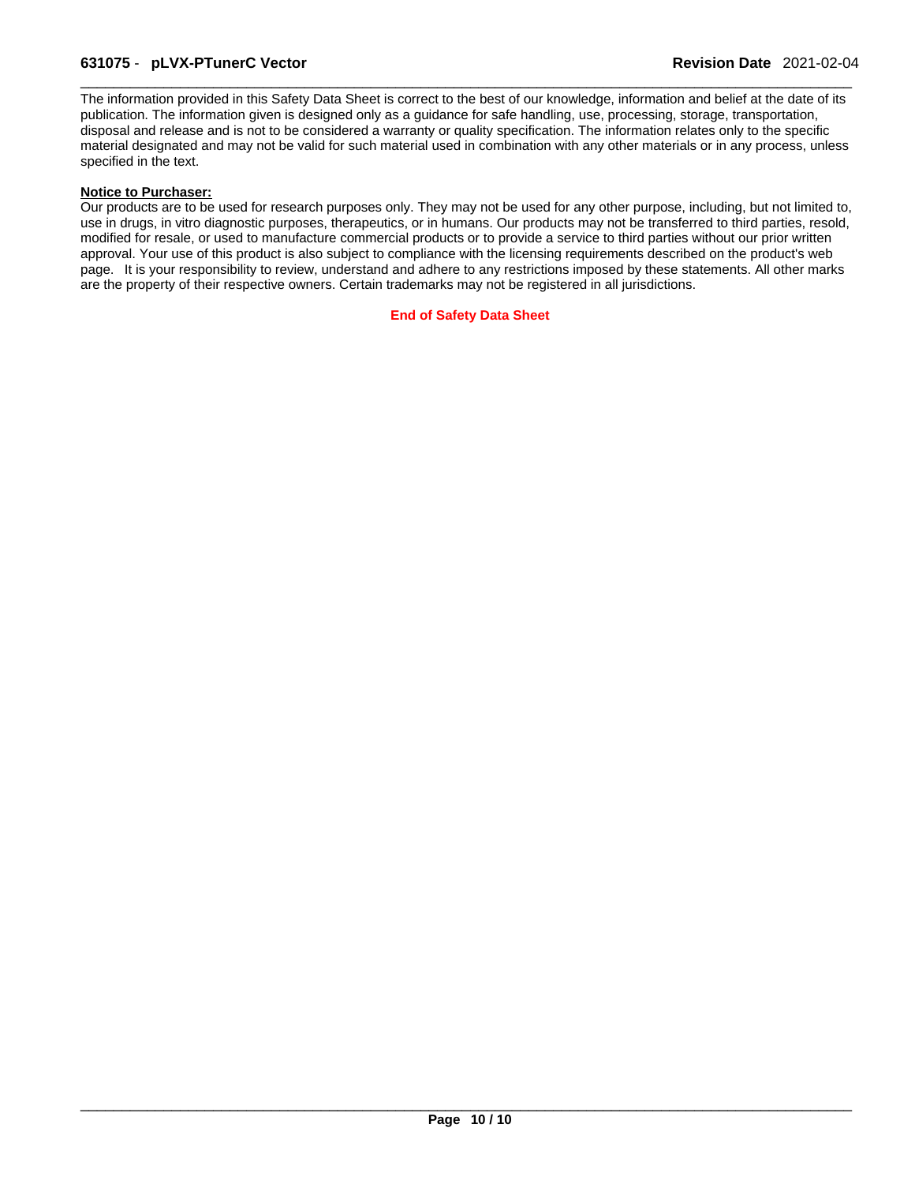The information provided in this Safety Data Sheet is correct to the best of our knowledge, information and belief at the date of its publication. The information given is designed only as a guidance for safe handling, use, processing, storage, transportation, disposal and release and is not to be considered a warranty or quality specification. The information relates only to the specific material designated and may not be valid for such material used in combination with any other materials or in any process, unless specified in the text.

**Notice to Purchaser:**

Our products are to be used for research purposes only. They may not be used for any other purpose, including, but not limited to, use in drugs, in vitro diagnostic purposes, therapeutics, or in humans. Our products may not be transferred to third parties, resold, modified for resale, or used to manufacture commercial products or to provide a service to third parties without our prior written approval. Your use of this product is also subject to compliance with the licensing requirements described on the product's web page. It is your responsibility to review, understand and adhere to any restrictions imposed by these statements. All other marks are the property of their respective owners. Certain trademarks may not be registered in all jurisdictions.

**End of Safety Data Sheet**